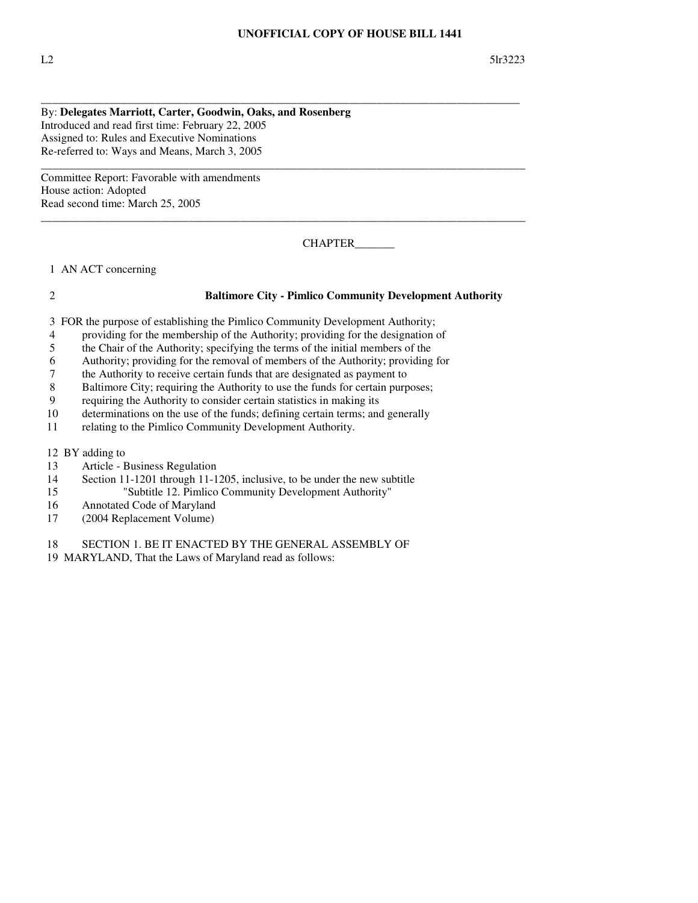**UNOFFICIAL COPY OF HOUSE BILL 1441**

L2 5lr3223

---

By: **Delegates Marriott, Carter, Goodwin, Oaks, and Rosenberg**
Introduced and read first time: February 22, 2005
Assigned to: Rules and Executive Nominations
Re-referred to: Ways and Means, March 3, 2005

---

Committee Report: Favorable with amendments
House action: Adopted
Read second time: March 25, 2005

---

CHAPTER_______

1 AN ACT concerning

2 **Baltimore City - Pimlico Community Development Authority**

3 FOR the purpose of establishing the Pimlico Community Development Authority;
4 providing for the membership of the Authority; providing for the designation of
5 the Chair of the Authority; specifying the terms of the initial members of the
6 Authority; providing for the removal of members of the Authority; providing for
7 the Authority to receive certain funds that are designated as payment to
8 Baltimore City; requiring the Authority to use the funds for certain purposes;
9 requiring the Authority to consider certain statistics in making its
10 determinations on the use of the funds; defining certain terms; and generally
11 relating to the Pimlico Community Development Authority.

12 BY adding to
13 Article - Business Regulation
14 Section 11-1201 through 11-1205, inclusive, to be under the new subtitle
15 "Subtitle 12. Pimlico Community Development Authority"
16 Annotated Code of Maryland
17 (2004 Replacement Volume)

18 SECTION 1. BE IT ENACTED BY THE GENERAL ASSEMBLY OF
19 MARYLAND, That the Laws of Maryland read as follows: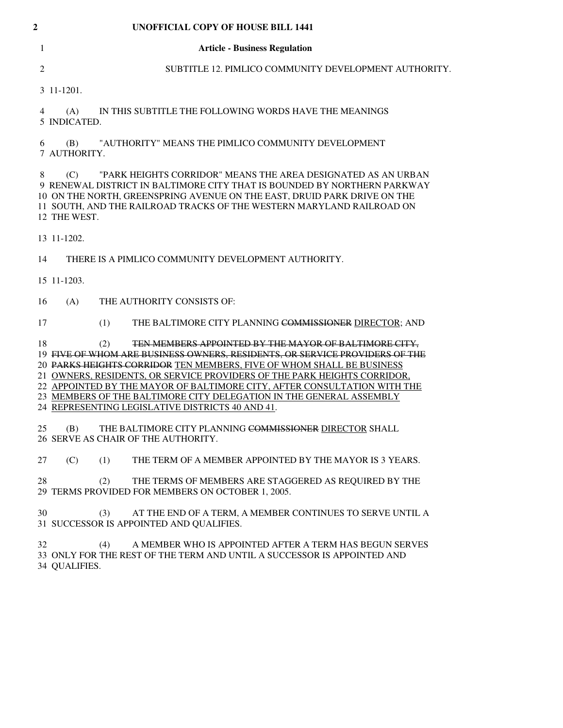**Article - Business Regulation**

SUBTITLE 12. PIMLICO COMMUNITY DEVELOPMENT AUTHORITY.

11-1201.

(A) IN THIS SUBTITLE THE FOLLOWING WORDS HAVE THE MEANINGS INDICATED.

(B) "AUTHORITY" MEANS THE PIMLICO COMMUNITY DEVELOPMENT AUTHORITY.

(C) "PARK HEIGHTS CORRIDOR" MEANS THE AREA DESIGNATED AS AN URBAN RENEWAL DISTRICT IN BALTIMORE CITY THAT IS BOUNDED BY NORTHERN PARKWAY ON THE NORTH, GREENSPRING AVENUE ON THE EAST, DRUID PARK DRIVE ON THE SOUTH, AND THE RAILROAD TRACKS OF THE WESTERN MARYLAND RAILROAD ON THE WEST.

11-1202.

THERE IS A PIMLICO COMMUNITY DEVELOPMENT AUTHORITY.

11-1203.

(A) THE AUTHORITY CONSISTS OF:

(1) THE BALTIMORE CITY PLANNING ~~COMMISSIONER~~ <u>DIRECTOR</u>; AND

(2) ~~TEN MEMBERS APPOINTED BY THE MAYOR OF BALTIMORE CITY, FIVE OF WHOM ARE BUSINESS OWNERS, RESIDENTS, OR SERVICE PROVIDERS OF THE PARKS HEIGHTS CORRIDOR~~ <u>TEN MEMBERS, FIVE OF WHOM SHALL BE BUSINESS OWNERS, RESIDENTS, OR SERVICE PROVIDERS OF THE PARK HEIGHTS CORRIDOR, APPOINTED BY THE MAYOR OF BALTIMORE CITY, AFTER CONSULTATION WITH THE MEMBERS OF THE BALTIMORE CITY DELEGATION IN THE GENERAL ASSEMBLY REPRESENTING LEGISLATIVE DISTRICTS 40 AND 41</u>.

(B) THE BALTIMORE CITY PLANNING ~~COMMISSIONER~~ <u>DIRECTOR</u> SHALL SERVE AS CHAIR OF THE AUTHORITY.

(C) (1) THE TERM OF A MEMBER APPOINTED BY THE MAYOR IS 3 YEARS.

(2) THE TERMS OF MEMBERS ARE STAGGERED AS REQUIRED BY THE TERMS PROVIDED FOR MEMBERS ON OCTOBER 1, 2005.

(3) AT THE END OF A TERM, A MEMBER CONTINUES TO SERVE UNTIL A SUCCESSOR IS APPOINTED AND QUALIFIES.

(4) A MEMBER WHO IS APPOINTED AFTER A TERM HAS BEGUN SERVES ONLY FOR THE REST OF THE TERM AND UNTIL A SUCCESSOR IS APPOINTED AND QUALIFIES.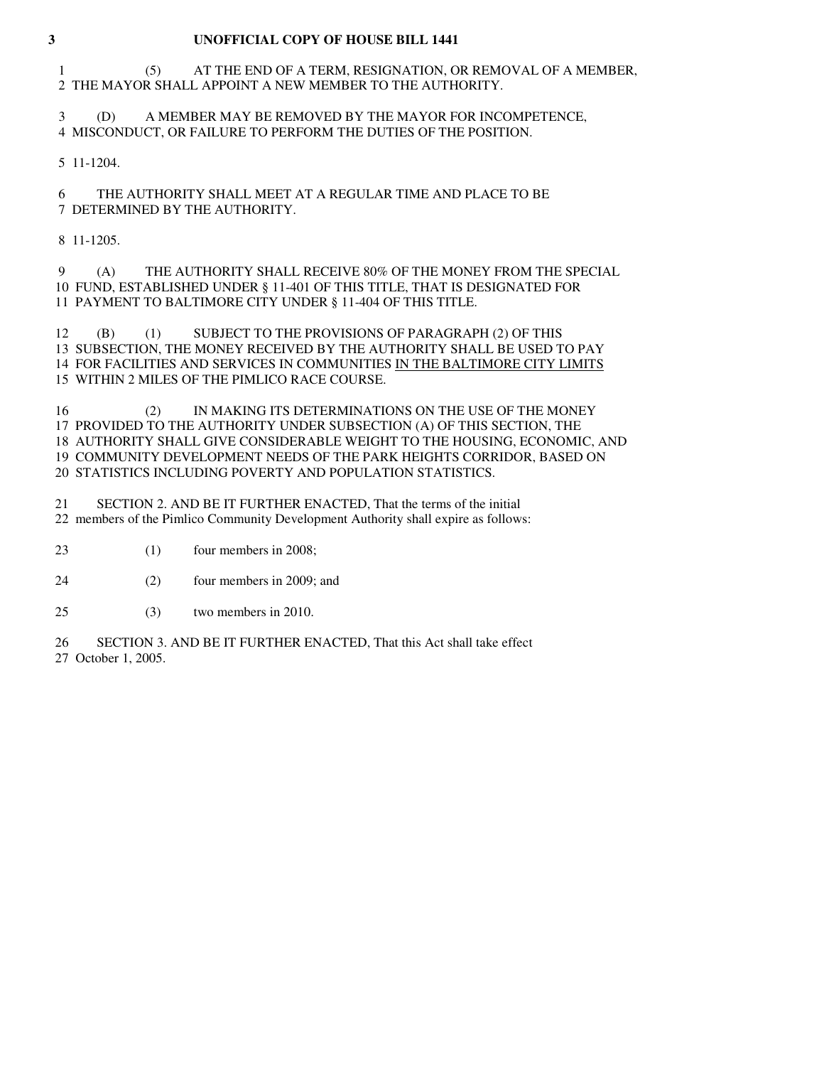(5) AT THE END OF A TERM, RESIGNATION, OR REMOVAL OF A MEMBER, THE MAYOR SHALL APPOINT A NEW MEMBER TO THE AUTHORITY.

(D) A MEMBER MAY BE REMOVED BY THE MAYOR FOR INCOMPETENCE, MISCONDUCT, OR FAILURE TO PERFORM THE DUTIES OF THE POSITION.

11-1204.

THE AUTHORITY SHALL MEET AT A REGULAR TIME AND PLACE TO BE DETERMINED BY THE AUTHORITY.

11-1205.

(A) THE AUTHORITY SHALL RECEIVE 80% OF THE MONEY FROM THE SPECIAL FUND, ESTABLISHED UNDER § 11-401 OF THIS TITLE, THAT IS DESIGNATED FOR PAYMENT TO BALTIMORE CITY UNDER § 11-404 OF THIS TITLE.

(B) (1) SUBJECT TO THE PROVISIONS OF PARAGRAPH (2) OF THIS SUBSECTION, THE MONEY RECEIVED BY THE AUTHORITY SHALL BE USED TO PAY FOR FACILITIES AND SERVICES IN COMMUNITIES <u>IN THE BALTIMORE CITY LIMITS</u> WITHIN 2 MILES OF THE PIMLICO RACE COURSE.

(2) IN MAKING ITS DETERMINATIONS ON THE USE OF THE MONEY PROVIDED TO THE AUTHORITY UNDER SUBSECTION (A) OF THIS SECTION, THE AUTHORITY SHALL GIVE CONSIDERABLE WEIGHT TO THE HOUSING, ECONOMIC, AND COMMUNITY DEVELOPMENT NEEDS OF THE PARK HEIGHTS CORRIDOR, BASED ON STATISTICS INCLUDING POVERTY AND POPULATION STATISTICS.

SECTION 2. AND BE IT FURTHER ENACTED, That the terms of the initial members of the Pimlico Community Development Authority shall expire as follows:

(1) four members in 2008;

(2) four members in 2009; and

(3) two members in 2010.

SECTION 3. AND BE IT FURTHER ENACTED, That this Act shall take effect October 1, 2005.